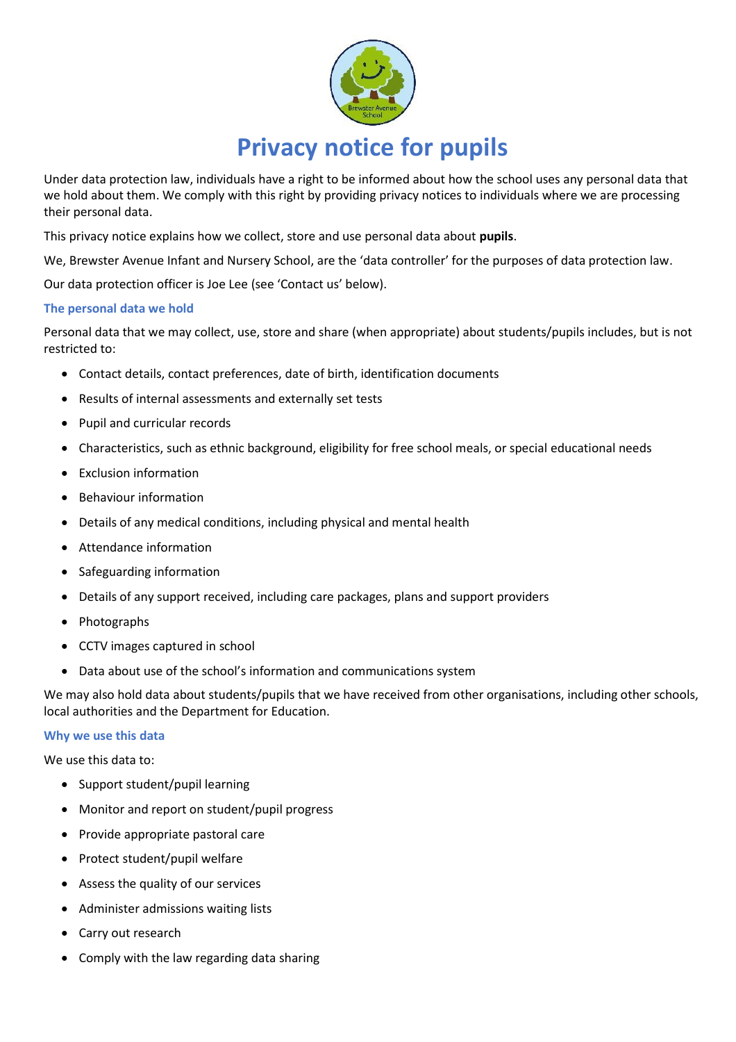# Privacy notice for pupils

Under data protection law, individuals have a right to be informed about how the school uses any personal data that we hold about them. We comply with this right by providing privacy notices to individuals where we are processing their personal data.

This privacy notice explains how we collect, store and use personal data about **pupils**.

We, Brewster Avenue Infant and Nursery School, are the 'data controller' for the purposes of data protection law.

Our data protection officer is Joe Lee (see 'Contact us' below).

## The personal data we hold

Personal data that we may collect, use, store and share (when appropriate) about students/pupils includes, but is not restricted to:

- Contact details, contact preferences, date of birth, identification documents
- Results of internal assessments and externally set tests
- Pupil and curricular records
- Characteristics, such as ethnic background, eligibility for free school meals, or special educational needs
- Exclusion information
- Behaviour information
- Details of any medical conditions, including physical and mental health
- Attendance information
- Safeguarding information
- Details of any support received, including care packages, plans and support providers
- Photographs
- CCTV images captured in school
- Data about use of the school's information and communications system

We may also hold data about students/pupils that we have received from other organisations, including other schools, local authorities and the Department for Education.

## Why we use this data

We use this data to:

- Support student/pupil learning
- Monitor and report on student/pupil progress
- Provide appropriate pastoral care
- Protect student/pupil welfare
- Assess the quality of our services
- Administer admissions waiting lists
- Carry out research
- Comply with the law regarding data sharing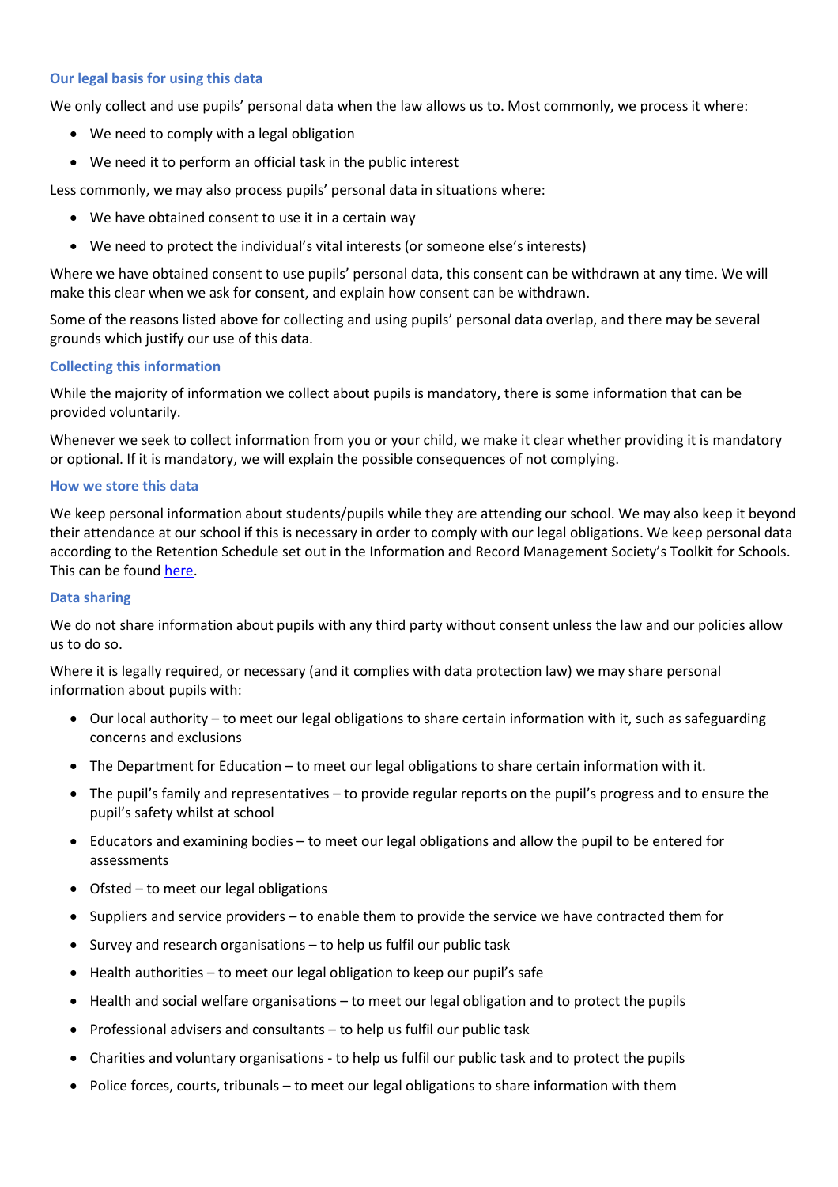### Our legal basis for using this data

We only collect and use pupils' personal data when the law allows us to. Most commonly, we process it where:

- We need to comply with a legal obligation
- We need it to perform an official task in the public interest

Less commonly, we may also process pupils' personal data in situations where:

- We have obtained consent to use it in a certain way
- We need to protect the individual's vital interests (or someone else's interests)

Where we have obtained consent to use pupils' personal data, this consent can be withdrawn at any time. We will make this clear when we ask for consent, and explain how consent can be withdrawn.

Some of the reasons listed above for collecting and using pupils' personal data overlap, and there may be several grounds which justify our use of this data.

### Collecting this information

While the majority of information we collect about pupils is mandatory, there is some information that can be provided voluntarily.

Whenever we seek to collect information from you or your child, we make it clear whether providing it is mandatory or optional. If it is mandatory, we will explain the possible consequences of not complying.

### How we store this data

We keep personal information about students/pupils while they are attending our school. We may also keep it beyond their attendance at our school if this is necessary in order to comply with our legal obligations. We keep personal data according to the Retention Schedule set out in the Information and Record Management Society's Toolkit for Schools. This can be found here.

### Data sharing

We do not share information about pupils with any third party without consent unless the law and our policies allow us to do so.

Where it is legally required, or necessary (and it complies with data protection law) we may share personal information about pupils with:

- Our local authority – to meet our legal obligations to share certain information with it, such as safeguarding concerns and exclusions
- The Department for Education – to meet our legal obligations to share certain information with it.
- The pupil's family and representatives – to provide regular reports on the pupil's progress and to ensure the pupil's safety whilst at school
- Educators and examining bodies – to meet our legal obligations and allow the pupil to be entered for assessments
- Ofsted – to meet our legal obligations
- Suppliers and service providers – to enable them to provide the service we have contracted them for
- Survey and research organisations – to help us fulfil our public task
- Health authorities – to meet our legal obligation to keep our pupil's safe
- Health and social welfare organisations – to meet our legal obligation and to protect the pupils
- Professional advisers and consultants – to help us fulfil our public task
- Charities and voluntary organisations - to help us fulfil our public task and to protect the pupils
- Police forces, courts, tribunals – to meet our legal obligations to share information with them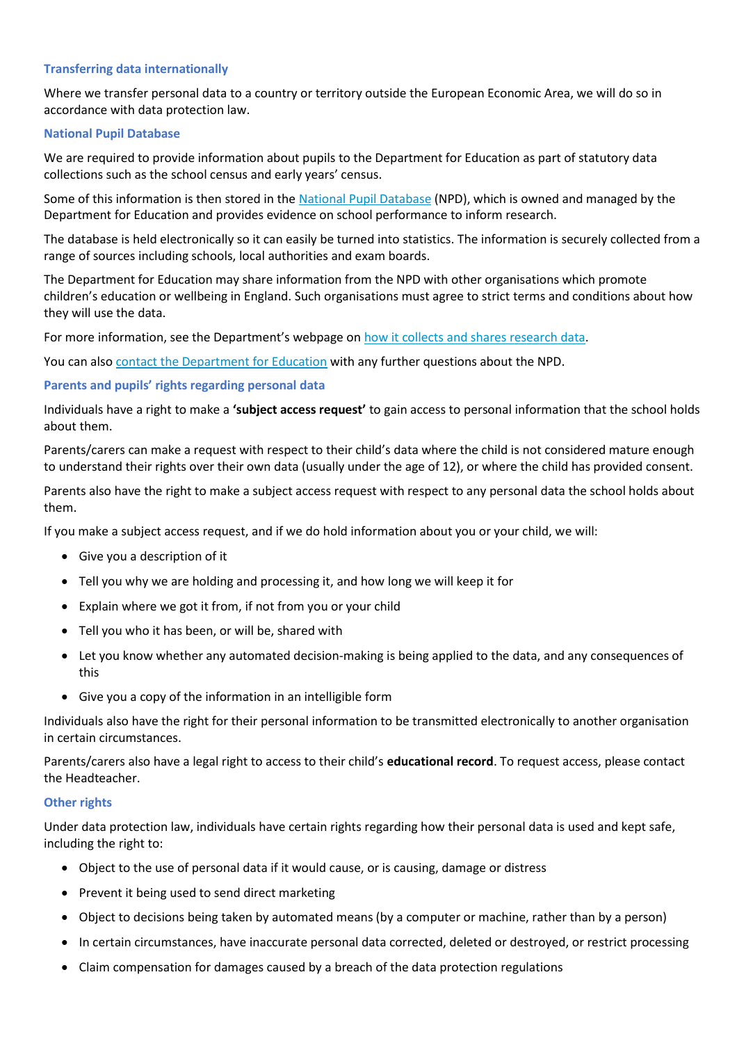### Transferring data internationally

Where we transfer personal data to a country or territory outside the European Economic Area, we will do so in accordance with data protection law.

### National Pupil Database

We are required to provide information about pupils to the Department for Education as part of statutory data collections such as the school census and early years' census.

Some of this information is then stored in the National Pupil Database (NPD), which is owned and managed by the Department for Education and provides evidence on school performance to inform research.

The database is held electronically so it can easily be turned into statistics. The information is securely collected from a range of sources including schools, local authorities and exam boards.

The Department for Education may share information from the NPD with other organisations which promote children's education or wellbeing in England. Such organisations must agree to strict terms and conditions about how they will use the data.

For more information, see the Department's webpage on how it collects and shares research data.

You can also contact the Department for Education with any further questions about the NPD.

### Parents and pupils' rights regarding personal data

Individuals have a right to make a **'subject access request'** to gain access to personal information that the school holds about them.

Parents/carers can make a request with respect to their child's data where the child is not considered mature enough to understand their rights over their own data (usually under the age of 12), or where the child has provided consent.

Parents also have the right to make a subject access request with respect to any personal data the school holds about them.

If you make a subject access request, and if we do hold information about you or your child, we will:

- Give you a description of it
- Tell you why we are holding and processing it, and how long we will keep it for
- Explain where we got it from, if not from you or your child
- Tell you who it has been, or will be, shared with
- Let you know whether any automated decision-making is being applied to the data, and any consequences of this
- Give you a copy of the information in an intelligible form

Individuals also have the right for their personal information to be transmitted electronically to another organisation in certain circumstances.

Parents/carers also have a legal right to access to their child's **educational record**. To request access, please contact the Headteacher.

### Other rights

Under data protection law, individuals have certain rights regarding how their personal data is used and kept safe, including the right to:

- Object to the use of personal data if it would cause, or is causing, damage or distress
- Prevent it being used to send direct marketing
- Object to decisions being taken by automated means (by a computer or machine, rather than by a person)
- In certain circumstances, have inaccurate personal data corrected, deleted or destroyed, or restrict processing
- Claim compensation for damages caused by a breach of the data protection regulations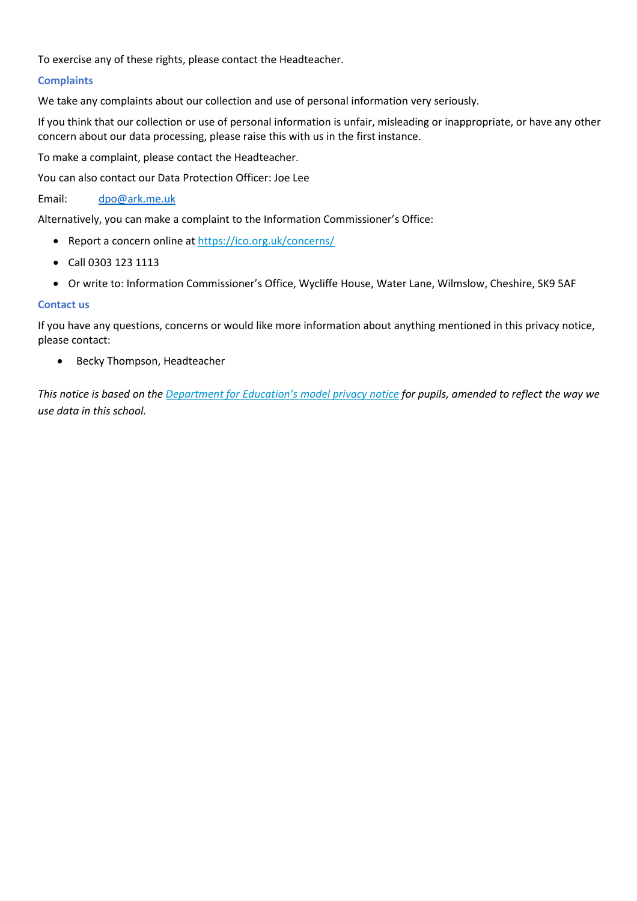To exercise any of these rights, please contact the Headteacher.

## Complaints

We take any complaints about our collection and use of personal information very seriously.

If you think that our collection or use of personal information is unfair, misleading or inappropriate, or have any other concern about our data processing, please raise this with us in the first instance.

To make a complaint, please contact the Headteacher.

You can also contact our Data Protection Officer: Joe Lee

Email: dpo@ark.me.uk

Alternatively, you can make a complaint to the Information Commissioner's Office:

- Report a concern online at https://ico.org.uk/concerns/
- Call 0303 123 1113
- Or write to: Information Commissioner's Office, Wycliffe House, Water Lane, Wilmslow, Cheshire, SK9 5AF

## Contact us

If you have any questions, concerns or would like more information about anything mentioned in this privacy notice, please contact:

- Becky Thompson, Headteacher

*This notice is based on the Department for Education's model privacy notice for pupils, amended to reflect the way we use data in this school.*